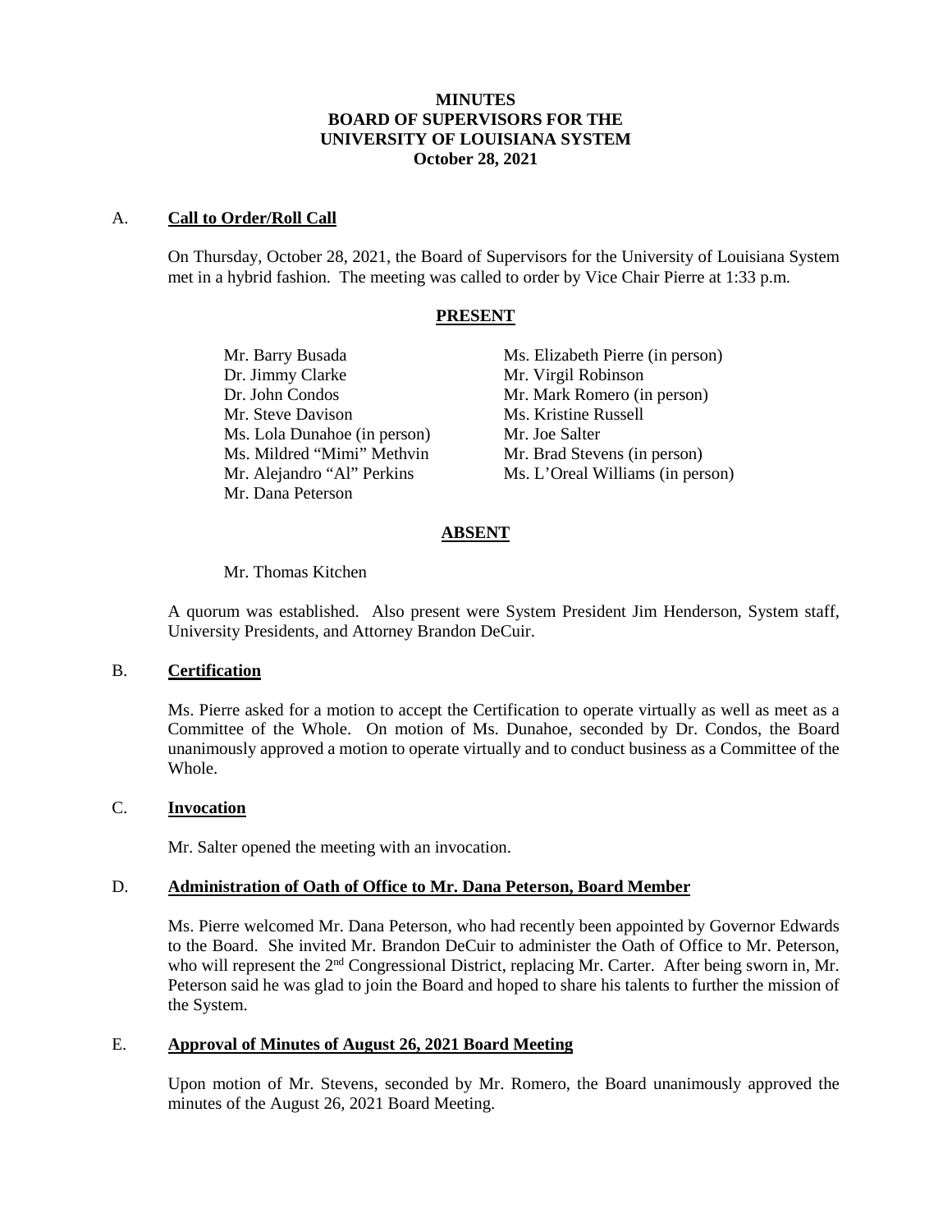**MINUTES**
**BOARD OF SUPERVISORS FOR THE**
**UNIVERSITY OF LOUISIANA SYSTEM**
**October 28, 2021**

A. **Call to Order/Roll Call**

On Thursday, October 28, 2021, the Board of Supervisors for the University of Louisiana System met in a hybrid fashion. The meeting was called to order by Vice Chair Pierre at 1:33 p.m.

**PRESENT**

Mr. Barry Busada
Dr. Jimmy Clarke
Dr. John Condos
Mr. Steve Davison
Ms. Lola Dunahoe (in person)
Ms. Mildred "Mimi" Methvin
Mr. Alejandro "Al" Perkins
Mr. Dana Peterson
Ms. Elizabeth Pierre (in person)
Mr. Virgil Robinson
Mr. Mark Romero (in person)
Ms. Kristine Russell
Mr. Joe Salter
Mr. Brad Stevens (in person)
Ms. L'Oreal Williams (in person)

**ABSENT**

Mr. Thomas Kitchen

A quorum was established. Also present were System President Jim Henderson, System staff, University Presidents, and Attorney Brandon DeCuir.

B. **Certification**

Ms. Pierre asked for a motion to accept the Certification to operate virtually as well as meet as a Committee of the Whole. On motion of Ms. Dunahoe, seconded by Dr. Condos, the Board unanimously approved a motion to operate virtually and to conduct business as a Committee of the Whole.

C. **Invocation**

Mr. Salter opened the meeting with an invocation.

D. **Administration of Oath of Office to Mr. Dana Peterson, Board Member**

Ms. Pierre welcomed Mr. Dana Peterson, who had recently been appointed by Governor Edwards to the Board. She invited Mr. Brandon DeCuir to administer the Oath of Office to Mr. Peterson, who will represent the 2nd Congressional District, replacing Mr. Carter. After being sworn in, Mr. Peterson said he was glad to join the Board and hoped to share his talents to further the mission of the System.

E. **Approval of Minutes of August 26, 2021 Board Meeting**

Upon motion of Mr. Stevens, seconded by Mr. Romero, the Board unanimously approved the minutes of the August 26, 2021 Board Meeting.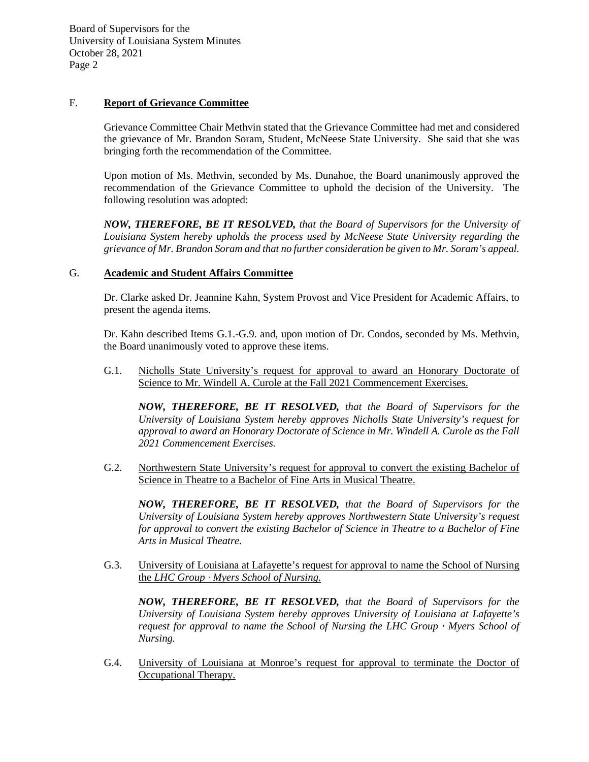## F. **Report of Grievance Committee**

Grievance Committee Chair Methvin stated that the Grievance Committee had met and considered the grievance of Mr. Brandon Soram, Student, McNeese State University. She said that she was bringing forth the recommendation of the Committee.

Upon motion of Ms. Methvin, seconded by Ms. Dunahoe, the Board unanimously approved the recommendation of the Grievance Committee to uphold the decision of the University. The following resolution was adopted:

***NOW, THEREFORE, BE IT RESOLVED,*** *that the Board of Supervisors for the University of Louisiana System hereby upholds the process used by McNeese State University regarding the grievance of Mr. Brandon Soram and that no further consideration be given to Mr. Soram's appeal.*

## G. **Academic and Student Affairs Committee**

Dr. Clarke asked Dr. Jeannine Kahn, System Provost and Vice President for Academic Affairs, to present the agenda items.

Dr. Kahn described Items G.1.-G.9. and, upon motion of Dr. Condos, seconded by Ms. Methvin, the Board unanimously voted to approve these items.

G.1. Nicholls State University's request for approval to award an Honorary Doctorate of Science to Mr. Windell A. Curole at the Fall 2021 Commencement Exercises.

***NOW, THEREFORE, BE IT RESOLVED,*** *that the Board of Supervisors for the University of Louisiana System hereby approves Nicholls State University's request for approval to award an Honorary Doctorate of Science in Mr. Windell A. Curole as the Fall 2021 Commencement Exercises.*

G.2. Northwestern State University's request for approval to convert the existing Bachelor of Science in Theatre to a Bachelor of Fine Arts in Musical Theatre.

***NOW, THEREFORE, BE IT RESOLVED,*** *that the Board of Supervisors for the University of Louisiana System hereby approves Northwestern State University's request for approval to convert the existing Bachelor of Science in Theatre to a Bachelor of Fine Arts in Musical Theatre.*

G.3. University of Louisiana at Lafayette's request for approval to name the School of Nursing the *LHC Group · Myers School of Nursing.*

***NOW, THEREFORE, BE IT RESOLVED,*** *that the Board of Supervisors for the University of Louisiana System hereby approves University of Louisiana at Lafayette's request for approval to name the School of Nursing the LHC Group · Myers School of Nursing.*

G.4. University of Louisiana at Monroe's request for approval to terminate the Doctor of Occupational Therapy.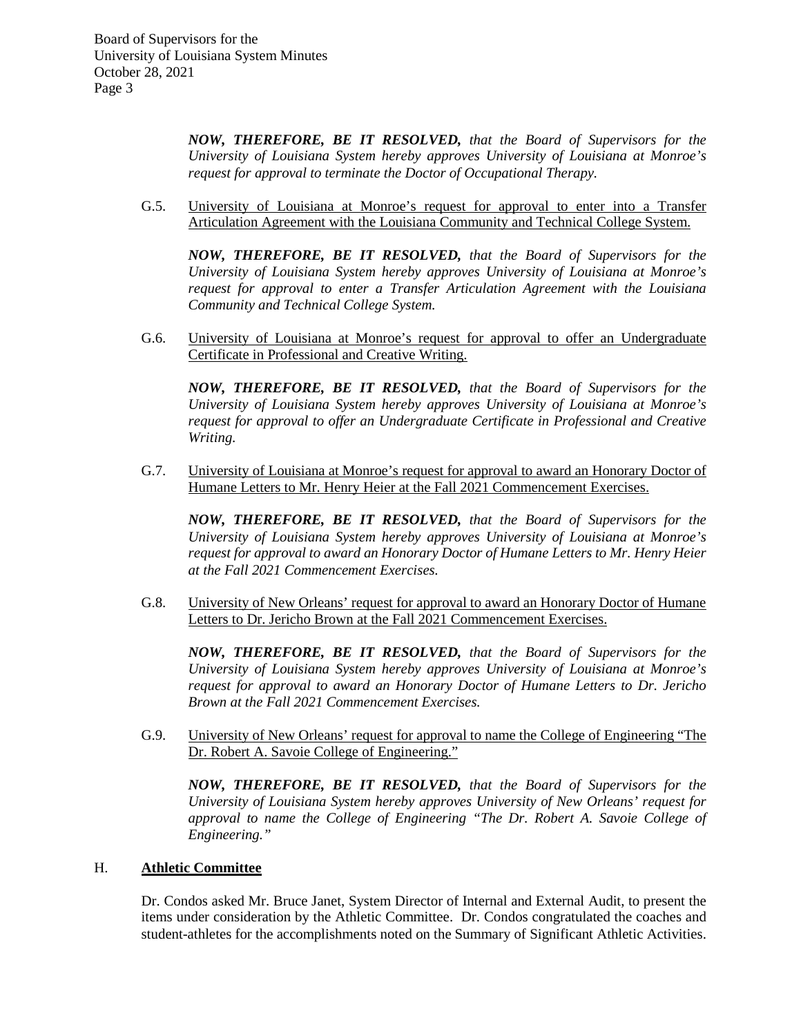***NOW, THEREFORE, BE IT RESOLVED,*** *that the Board of Supervisors for the University of Louisiana System hereby approves University of Louisiana at Monroe's request for approval to terminate the Doctor of Occupational Therapy.*

G.5. University of Louisiana at Monroe's request for approval to enter into a Transfer Articulation Agreement with the Louisiana Community and Technical College System.

***NOW, THEREFORE, BE IT RESOLVED,*** *that the Board of Supervisors for the University of Louisiana System hereby approves University of Louisiana at Monroe's request for approval to enter a Transfer Articulation Agreement with the Louisiana Community and Technical College System.*

G.6. University of Louisiana at Monroe's request for approval to offer an Undergraduate Certificate in Professional and Creative Writing.

***NOW, THEREFORE, BE IT RESOLVED,*** *that the Board of Supervisors for the University of Louisiana System hereby approves University of Louisiana at Monroe's request for approval to offer an Undergraduate Certificate in Professional and Creative Writing.*

G.7. University of Louisiana at Monroe's request for approval to award an Honorary Doctor of Humane Letters to Mr. Henry Heier at the Fall 2021 Commencement Exercises.

***NOW, THEREFORE, BE IT RESOLVED,*** *that the Board of Supervisors for the University of Louisiana System hereby approves University of Louisiana at Monroe's request for approval to award an Honorary Doctor of Humane Letters to Mr. Henry Heier at the Fall 2021 Commencement Exercises.*

G.8. University of New Orleans' request for approval to award an Honorary Doctor of Humane Letters to Dr. Jericho Brown at the Fall 2021 Commencement Exercises.

***NOW, THEREFORE, BE IT RESOLVED,*** *that the Board of Supervisors for the University of Louisiana System hereby approves University of Louisiana at Monroe's request for approval to award an Honorary Doctor of Humane Letters to Dr. Jericho Brown at the Fall 2021 Commencement Exercises.*

G.9. University of New Orleans' request for approval to name the College of Engineering "The Dr. Robert A. Savoie College of Engineering."

***NOW, THEREFORE, BE IT RESOLVED,*** *that the Board of Supervisors for the University of Louisiana System hereby approves University of New Orleans' request for approval to name the College of Engineering "The Dr. Robert A. Savoie College of Engineering."*

## H. Athletic Committee

Dr. Condos asked Mr. Bruce Janet, System Director of Internal and External Audit, to present the items under consideration by the Athletic Committee. Dr. Condos congratulated the coaches and student-athletes for the accomplishments noted on the Summary of Significant Athletic Activities.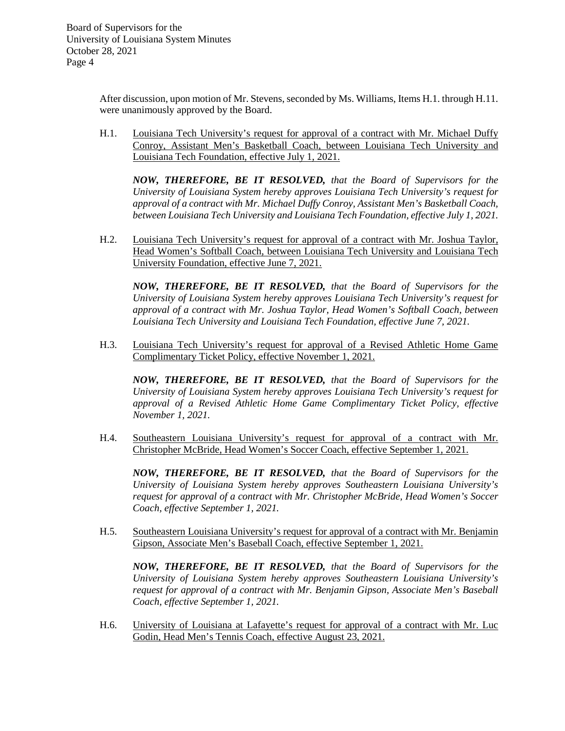After discussion, upon motion of Mr. Stevens, seconded by Ms. Williams, Items H.1. through H.11. were unanimously approved by the Board.

H.1. Louisiana Tech University's request for approval of a contract with Mr. Michael Duffy Conroy, Assistant Men's Basketball Coach, between Louisiana Tech University and Louisiana Tech Foundation, effective July 1, 2021.

***NOW, THEREFORE, BE IT RESOLVED,*** *that the Board of Supervisors for the University of Louisiana System hereby approves Louisiana Tech University's request for approval of a contract with Mr. Michael Duffy Conroy, Assistant Men's Basketball Coach, between Louisiana Tech University and Louisiana Tech Foundation, effective July 1, 2021.*

H.2. Louisiana Tech University's request for approval of a contract with Mr. Joshua Taylor, Head Women's Softball Coach, between Louisiana Tech University and Louisiana Tech University Foundation, effective June 7, 2021.

***NOW, THEREFORE, BE IT RESOLVED,*** *that the Board of Supervisors for the University of Louisiana System hereby approves Louisiana Tech University's request for approval of a contract with Mr. Joshua Taylor, Head Women's Softball Coach, between Louisiana Tech University and Louisiana Tech Foundation, effective June 7, 2021.*

H.3. Louisiana Tech University's request for approval of a Revised Athletic Home Game Complimentary Ticket Policy, effective November 1, 2021.

***NOW, THEREFORE, BE IT RESOLVED,*** *that the Board of Supervisors for the University of Louisiana System hereby approves Louisiana Tech University's request for approval of a Revised Athletic Home Game Complimentary Ticket Policy, effective November 1, 2021.*

H.4. Southeastern Louisiana University's request for approval of a contract with Mr. Christopher McBride, Head Women's Soccer Coach, effective September 1, 2021.

***NOW, THEREFORE, BE IT RESOLVED,*** *that the Board of Supervisors for the University of Louisiana System hereby approves Southeastern Louisiana University's request for approval of a contract with Mr. Christopher McBride, Head Women's Soccer Coach, effective September 1, 2021.*

H.5. Southeastern Louisiana University's request for approval of a contract with Mr. Benjamin Gipson, Associate Men's Baseball Coach, effective September 1, 2021.

***NOW, THEREFORE, BE IT RESOLVED,*** *that the Board of Supervisors for the University of Louisiana System hereby approves Southeastern Louisiana University's request for approval of a contract with Mr. Benjamin Gipson, Associate Men's Baseball Coach, effective September 1, 2021.*

H.6. University of Louisiana at Lafayette's request for approval of a contract with Mr. Luc Godin, Head Men's Tennis Coach, effective August 23, 2021.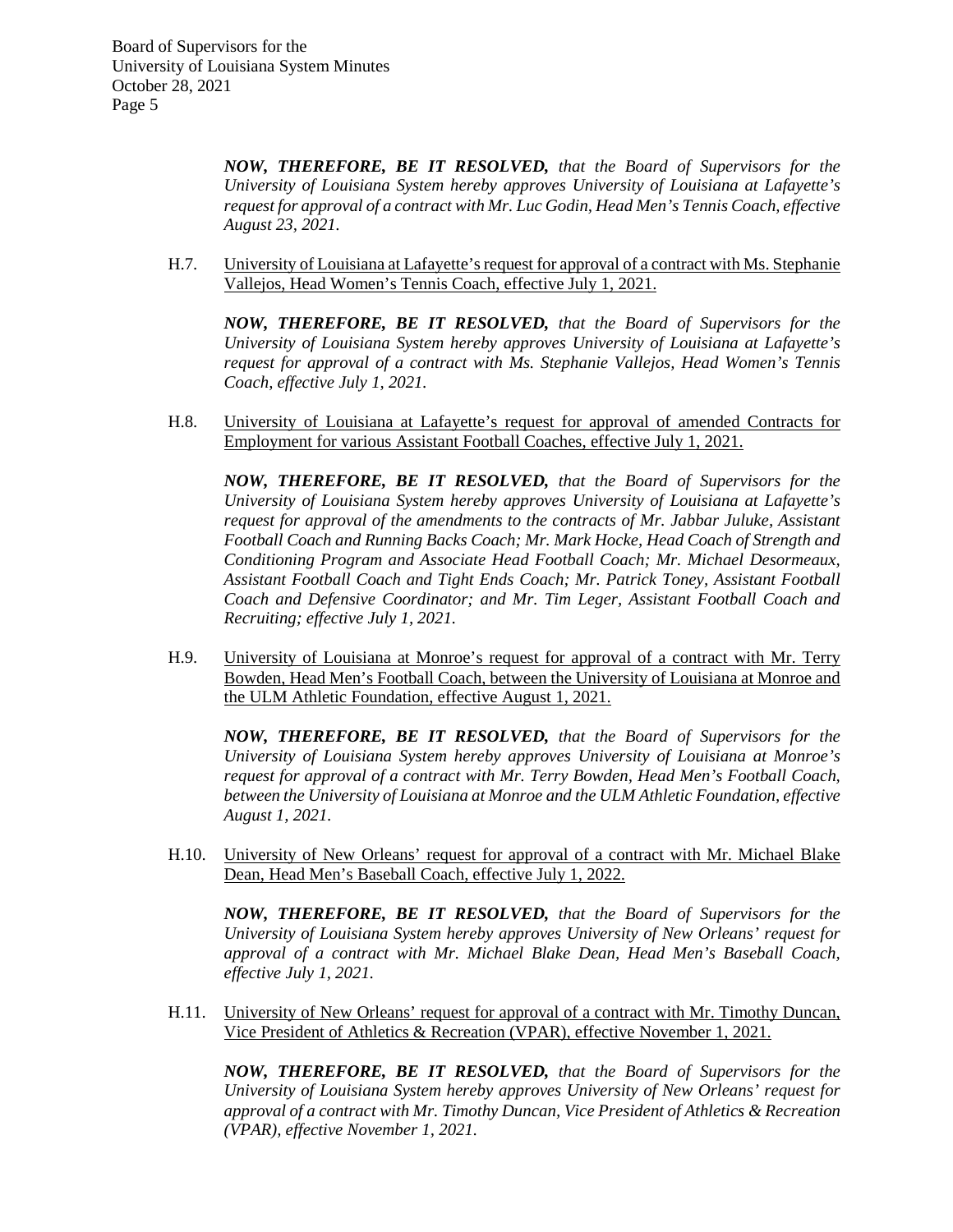***NOW, THEREFORE, BE IT RESOLVED,*** *that the Board of Supervisors for the University of Louisiana System hereby approves University of Louisiana at Lafayette's request for approval of a contract with Mr. Luc Godin, Head Men's Tennis Coach, effective August 23, 2021.*

H.7. <u>University of Louisiana at Lafayette's request for approval of a contract with Ms. Stephanie Vallejos, Head Women's Tennis Coach, effective July 1, 2021.</u>

***NOW, THEREFORE, BE IT RESOLVED,*** *that the Board of Supervisors for the University of Louisiana System hereby approves University of Louisiana at Lafayette's request for approval of a contract with Ms. Stephanie Vallejos, Head Women's Tennis Coach, effective July 1, 2021.*

H.8. <u>University of Louisiana at Lafayette's request for approval of amended Contracts for Employment for various Assistant Football Coaches, effective July 1, 2021.</u>

***NOW, THEREFORE, BE IT RESOLVED,*** *that the Board of Supervisors for the University of Louisiana System hereby approves University of Louisiana at Lafayette's request for approval of the amendments to the contracts of Mr. Jabbar Juluke, Assistant Football Coach and Running Backs Coach; Mr. Mark Hocke, Head Coach of Strength and Conditioning Program and Associate Head Football Coach; Mr. Michael Desormeaux, Assistant Football Coach and Tight Ends Coach; Mr. Patrick Toney, Assistant Football Coach and Defensive Coordinator; and Mr. Tim Leger, Assistant Football Coach and Recruiting; effective July 1, 2021.*

H.9. <u>University of Louisiana at Monroe's request for approval of a contract with Mr. Terry Bowden, Head Men's Football Coach, between the University of Louisiana at Monroe and the ULM Athletic Foundation, effective August 1, 2021.</u>

***NOW, THEREFORE, BE IT RESOLVED,*** *that the Board of Supervisors for the University of Louisiana System hereby approves University of Louisiana at Monroe's request for approval of a contract with Mr. Terry Bowden, Head Men's Football Coach, between the University of Louisiana at Monroe and the ULM Athletic Foundation, effective August 1, 2021.*

H.10. <u>University of New Orleans' request for approval of a contract with Mr. Michael Blake Dean, Head Men's Baseball Coach, effective July 1, 2022.</u>

***NOW, THEREFORE, BE IT RESOLVED,*** *that the Board of Supervisors for the University of Louisiana System hereby approves University of New Orleans' request for approval of a contract with Mr. Michael Blake Dean, Head Men's Baseball Coach, effective July 1, 2021.*

H.11. <u>University of New Orleans' request for approval of a contract with Mr. Timothy Duncan, Vice President of Athletics & Recreation (VPAR), effective November 1, 2021.</u>

***NOW, THEREFORE, BE IT RESOLVED,*** *that the Board of Supervisors for the University of Louisiana System hereby approves University of New Orleans' request for approval of a contract with Mr. Timothy Duncan, Vice President of Athletics & Recreation (VPAR), effective November 1, 2021.*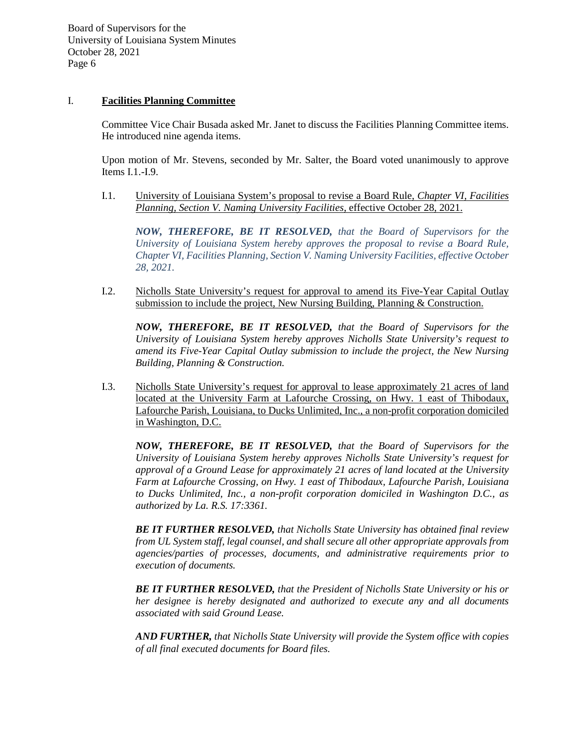## I. **Facilities Planning Committee**

Committee Vice Chair Busada asked Mr. Janet to discuss the Facilities Planning Committee items. He introduced nine agenda items.

Upon motion of Mr. Stevens, seconded by Mr. Salter, the Board voted unanimously to approve Items I.1.-I.9.

I.1. University of Louisiana System's proposal to revise a Board Rule, *Chapter VI, Facilities Planning, Section V. Naming University Facilities,* effective October 28, 2021.

> ***NOW, THEREFORE, BE IT RESOLVED,*** *that the Board of Supervisors for the University of Louisiana System hereby approves the proposal to revise a Board Rule, Chapter VI, Facilities Planning, Section V. Naming University Facilities, effective October 28, 2021.*

I.2. Nicholls State University's request for approval to amend its Five-Year Capital Outlay submission to include the project, New Nursing Building, Planning & Construction.

> ***NOW, THEREFORE, BE IT RESOLVED,*** *that the Board of Supervisors for the University of Louisiana System hereby approves Nicholls State University's request to amend its Five-Year Capital Outlay submission to include the project, the New Nursing Building, Planning & Construction.*

I.3. Nicholls State University's request for approval to lease approximately 21 acres of land located at the University Farm at Lafourche Crossing, on Hwy. 1 east of Thibodaux, Lafourche Parish, Louisiana, to Ducks Unlimited, Inc., a non-profit corporation domiciled in Washington, D.C.

> ***NOW, THEREFORE, BE IT RESOLVED,*** *that the Board of Supervisors for the University of Louisiana System hereby approves Nicholls State University's request for approval of a Ground Lease for approximately 21 acres of land located at the University Farm at Lafourche Crossing, on Hwy. 1 east of Thibodaux, Lafourche Parish, Louisiana to Ducks Unlimited, Inc., a non-profit corporation domiciled in Washington D.C., as authorized by La. R.S. 17:3361.*
>
> ***BE IT FURTHER RESOLVED,*** *that Nicholls State University has obtained final review from UL System staff, legal counsel, and shall secure all other appropriate approvals from agencies/parties of processes, documents, and administrative requirements prior to execution of documents.*
>
> ***BE IT FURTHER RESOLVED,*** *that the President of Nicholls State University or his or her designee is hereby designated and authorized to execute any and all documents associated with said Ground Lease.*
>
> ***AND FURTHER,*** *that Nicholls State University will provide the System office with copies of all final executed documents for Board files.*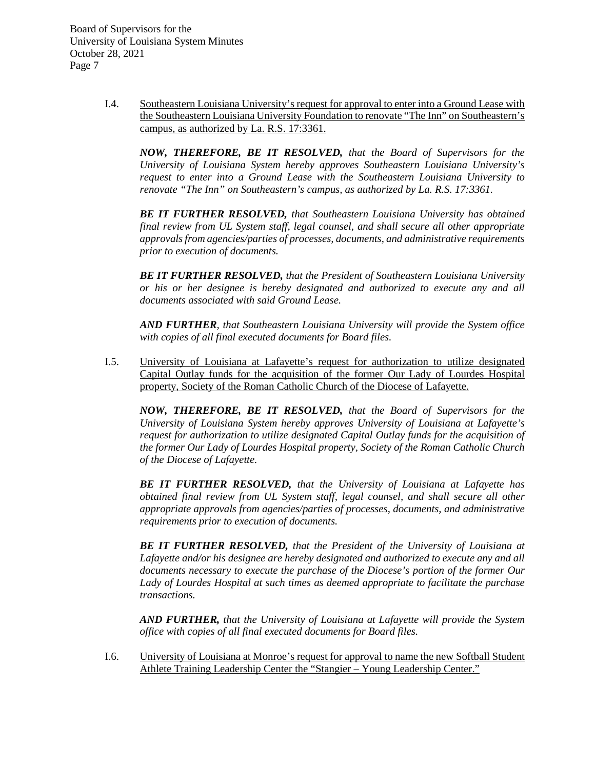I.4. Southeastern Louisiana University's request for approval to enter into a Ground Lease with the Southeastern Louisiana University Foundation to renovate "The Inn" on Southeastern's campus, as authorized by La. R.S. 17:3361.

***NOW, THEREFORE, BE IT RESOLVED,*** *that the Board of Supervisors for the University of Louisiana System hereby approves Southeastern Louisiana University's request to enter into a Ground Lease with the Southeastern Louisiana University to renovate "The Inn" on Southeastern's campus, as authorized by La. R.S. 17:3361.*

***BE IT FURTHER RESOLVED,*** *that Southeastern Louisiana University has obtained final review from UL System staff, legal counsel, and shall secure all other appropriate approvals from agencies/parties of processes, documents, and administrative requirements prior to execution of documents.*

***BE IT FURTHER RESOLVED,*** *that the President of Southeastern Louisiana University or his or her designee is hereby designated and authorized to execute any and all documents associated with said Ground Lease.*

***AND FURTHER****, that Southeastern Louisiana University will provide the System office with copies of all final executed documents for Board files.*

I.5. University of Louisiana at Lafayette's request for authorization to utilize designated Capital Outlay funds for the acquisition of the former Our Lady of Lourdes Hospital property, Society of the Roman Catholic Church of the Diocese of Lafayette.

***NOW, THEREFORE, BE IT RESOLVED,*** *that the Board of Supervisors for the University of Louisiana System hereby approves University of Louisiana at Lafayette's request for authorization to utilize designated Capital Outlay funds for the acquisition of the former Our Lady of Lourdes Hospital property, Society of the Roman Catholic Church of the Diocese of Lafayette.*

***BE IT FURTHER RESOLVED,*** *that the University of Louisiana at Lafayette has obtained final review from UL System staff, legal counsel, and shall secure all other appropriate approvals from agencies/parties of processes, documents, and administrative requirements prior to execution of documents.*

***BE IT FURTHER RESOLVED,*** *that the President of the University of Louisiana at Lafayette and/or his designee are hereby designated and authorized to execute any and all documents necessary to execute the purchase of the Diocese's portion of the former Our Lady of Lourdes Hospital at such times as deemed appropriate to facilitate the purchase transactions.*

***AND FURTHER,*** *that the University of Louisiana at Lafayette will provide the System office with copies of all final executed documents for Board files.*

I.6. University of Louisiana at Monroe's request for approval to name the new Softball Student Athlete Training Leadership Center the "Stangier – Young Leadership Center."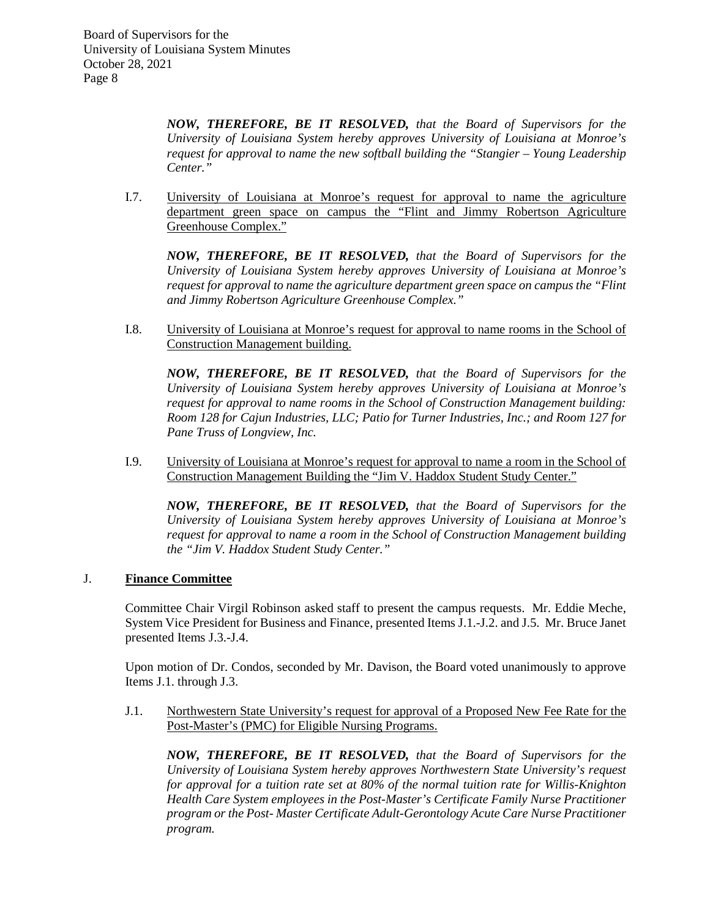***NOW, THEREFORE, BE IT RESOLVED,*** *that the Board of Supervisors for the University of Louisiana System hereby approves University of Louisiana at Monroe's request for approval to name the new softball building the "Stangier – Young Leadership Center."*

I.7. University of Louisiana at Monroe's request for approval to name the agriculture department green space on campus the "Flint and Jimmy Robertson Agriculture Greenhouse Complex."

***NOW, THEREFORE, BE IT RESOLVED,*** *that the Board of Supervisors for the University of Louisiana System hereby approves University of Louisiana at Monroe's request for approval to name the agriculture department green space on campus the "Flint and Jimmy Robertson Agriculture Greenhouse Complex."*

I.8. University of Louisiana at Monroe's request for approval to name rooms in the School of Construction Management building.

***NOW, THEREFORE, BE IT RESOLVED,*** *that the Board of Supervisors for the University of Louisiana System hereby approves University of Louisiana at Monroe's request for approval to name rooms in the School of Construction Management building: Room 128 for Cajun Industries, LLC; Patio for Turner Industries, Inc.; and Room 127 for Pane Truss of Longview, Inc.*

I.9. University of Louisiana at Monroe's request for approval to name a room in the School of Construction Management Building the "Jim V. Haddox Student Study Center."

***NOW, THEREFORE, BE IT RESOLVED,*** *that the Board of Supervisors for the University of Louisiana System hereby approves University of Louisiana at Monroe's request for approval to name a room in the School of Construction Management building the "Jim V. Haddox Student Study Center."*

## J. **Finance Committee**

Committee Chair Virgil Robinson asked staff to present the campus requests. Mr. Eddie Meche, System Vice President for Business and Finance, presented Items J.1.-J.2. and J.5. Mr. Bruce Janet presented Items J.3.-J.4.

Upon motion of Dr. Condos, seconded by Mr. Davison, the Board voted unanimously to approve Items J.1. through J.3.

J.1. Northwestern State University's request for approval of a Proposed New Fee Rate for the Post-Master's (PMC) for Eligible Nursing Programs.

***NOW, THEREFORE, BE IT RESOLVED,*** *that the Board of Supervisors for the University of Louisiana System hereby approves Northwestern State University's request for approval for a tuition rate set at 80% of the normal tuition rate for Willis-Knighton Health Care System employees in the Post-Master's Certificate Family Nurse Practitioner program or the Post- Master Certificate Adult-Gerontology Acute Care Nurse Practitioner program.*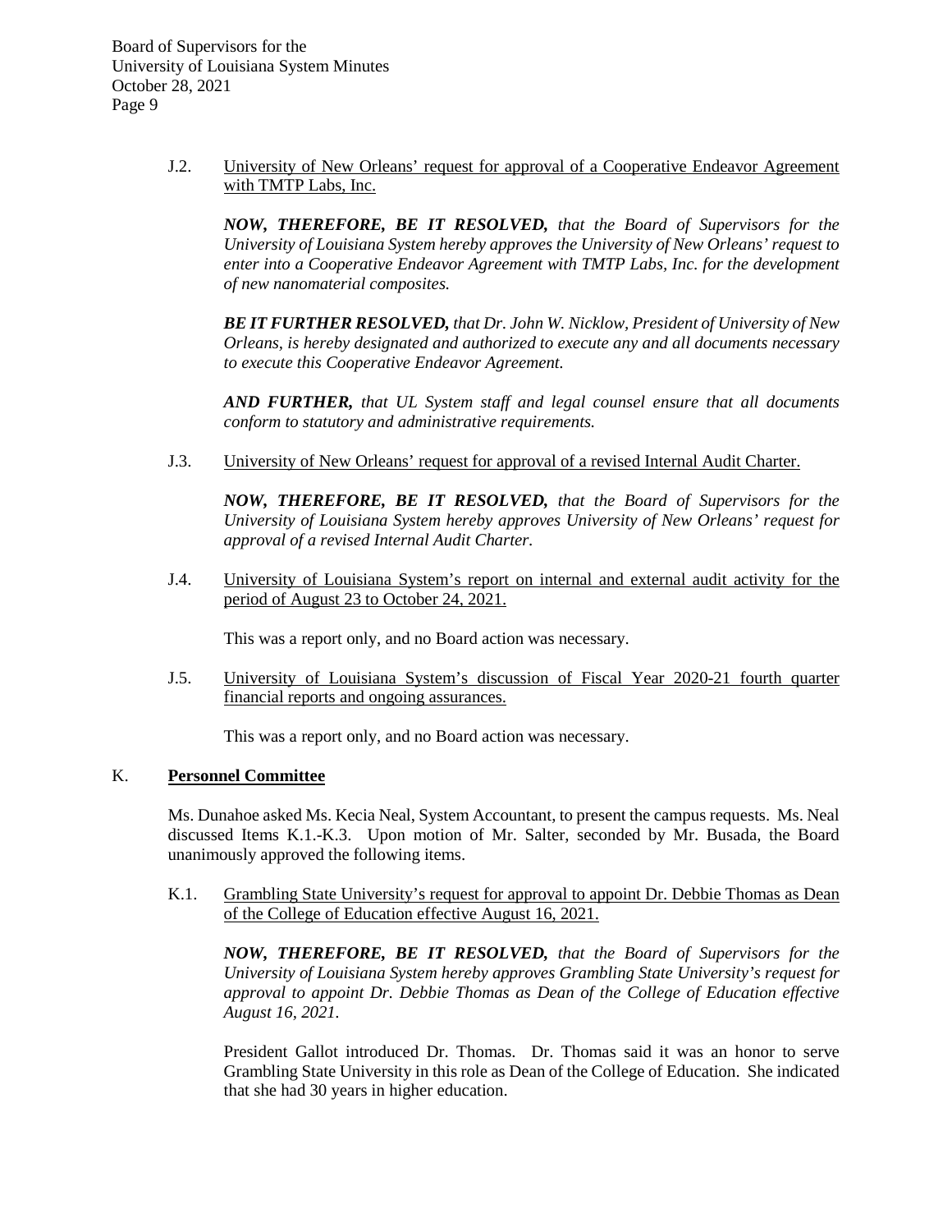J.2. University of New Orleans' request for approval of a Cooperative Endeavor Agreement with TMTP Labs, Inc.

***NOW, THEREFORE, BE IT RESOLVED,*** *that the Board of Supervisors for the University of Louisiana System hereby approves the University of New Orleans' request to enter into a Cooperative Endeavor Agreement with TMTP Labs, Inc. for the development of new nanomaterial composites.*

***BE IT FURTHER RESOLVED,*** *that Dr. John W. Nicklow, President of University of New Orleans, is hereby designated and authorized to execute any and all documents necessary to execute this Cooperative Endeavor Agreement.*

***AND FURTHER,*** *that UL System staff and legal counsel ensure that all documents conform to statutory and administrative requirements.*

J.3. University of New Orleans' request for approval of a revised Internal Audit Charter.

***NOW, THEREFORE, BE IT RESOLVED,*** *that the Board of Supervisors for the University of Louisiana System hereby approves University of New Orleans' request for approval of a revised Internal Audit Charter.*

J.4. University of Louisiana System's report on internal and external audit activity for the period of August 23 to October 24, 2021.

This was a report only, and no Board action was necessary.

J.5. University of Louisiana System's discussion of Fiscal Year 2020-21 fourth quarter financial reports and ongoing assurances.

This was a report only, and no Board action was necessary.

## K. **Personnel Committee**

Ms. Dunahoe asked Ms. Kecia Neal, System Accountant, to present the campus requests. Ms. Neal discussed Items K.1.-K.3. Upon motion of Mr. Salter, seconded by Mr. Busada, the Board unanimously approved the following items.

K.1. Grambling State University's request for approval to appoint Dr. Debbie Thomas as Dean of the College of Education effective August 16, 2021.

***NOW, THEREFORE, BE IT RESOLVED,*** *that the Board of Supervisors for the University of Louisiana System hereby approves Grambling State University's request for approval to appoint Dr. Debbie Thomas as Dean of the College of Education effective August 16, 2021.*

President Gallot introduced Dr. Thomas. Dr. Thomas said it was an honor to serve Grambling State University in this role as Dean of the College of Education. She indicated that she had 30 years in higher education.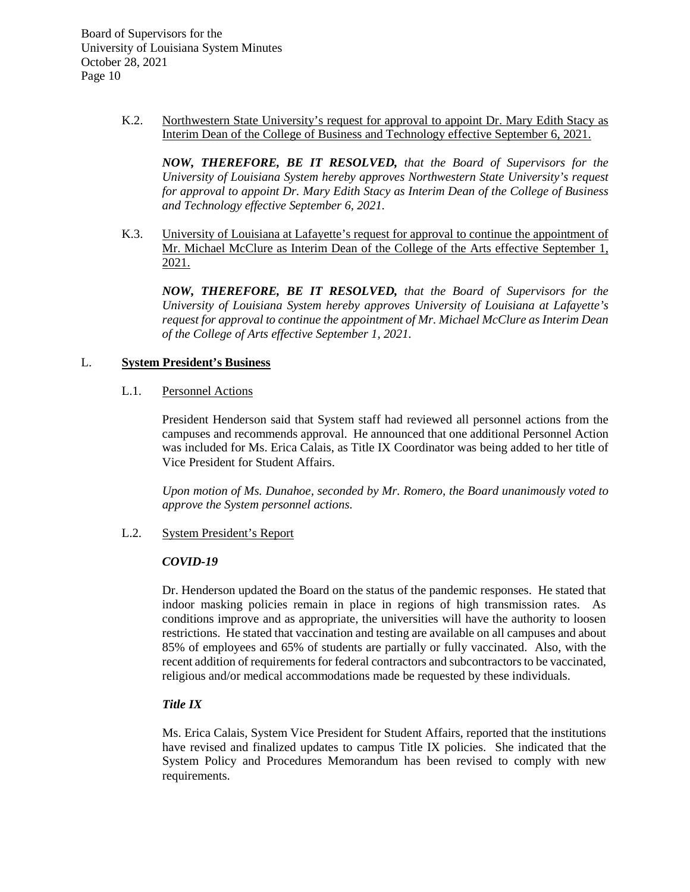K.2. Northwestern State University's request for approval to appoint Dr. Mary Edith Stacy as Interim Dean of the College of Business and Technology effective September 6, 2021.

***NOW, THEREFORE, BE IT RESOLVED,*** *that the Board of Supervisors for the University of Louisiana System hereby approves Northwestern State University's request for approval to appoint Dr. Mary Edith Stacy as Interim Dean of the College of Business and Technology effective September 6, 2021.*

K.3. University of Louisiana at Lafayette's request for approval to continue the appointment of Mr. Michael McClure as Interim Dean of the College of the Arts effective September 1, 2021.

***NOW, THEREFORE, BE IT RESOLVED,*** *that the Board of Supervisors for the University of Louisiana System hereby approves University of Louisiana at Lafayette's request for approval to continue the appointment of Mr. Michael McClure as Interim Dean of the College of Arts effective September 1, 2021.*

## L. System President's Business

### L.1. Personnel Actions

President Henderson said that System staff had reviewed all personnel actions from the campuses and recommends approval. He announced that one additional Personnel Action was included for Ms. Erica Calais, as Title IX Coordinator was being added to her title of Vice President for Student Affairs.

*Upon motion of Ms. Dunahoe, seconded by Mr. Romero, the Board unanimously voted to approve the System personnel actions.*

### L.2. System President's Report

***COVID-19***

Dr. Henderson updated the Board on the status of the pandemic responses. He stated that indoor masking policies remain in place in regions of high transmission rates. As conditions improve and as appropriate, the universities will have the authority to loosen restrictions. He stated that vaccination and testing are available on all campuses and about 85% of employees and 65% of students are partially or fully vaccinated. Also, with the recent addition of requirements for federal contractors and subcontractors to be vaccinated, religious and/or medical accommodations made be requested by these individuals.

***Title IX***

Ms. Erica Calais, System Vice President for Student Affairs, reported that the institutions have revised and finalized updates to campus Title IX policies. She indicated that the System Policy and Procedures Memorandum has been revised to comply with new requirements.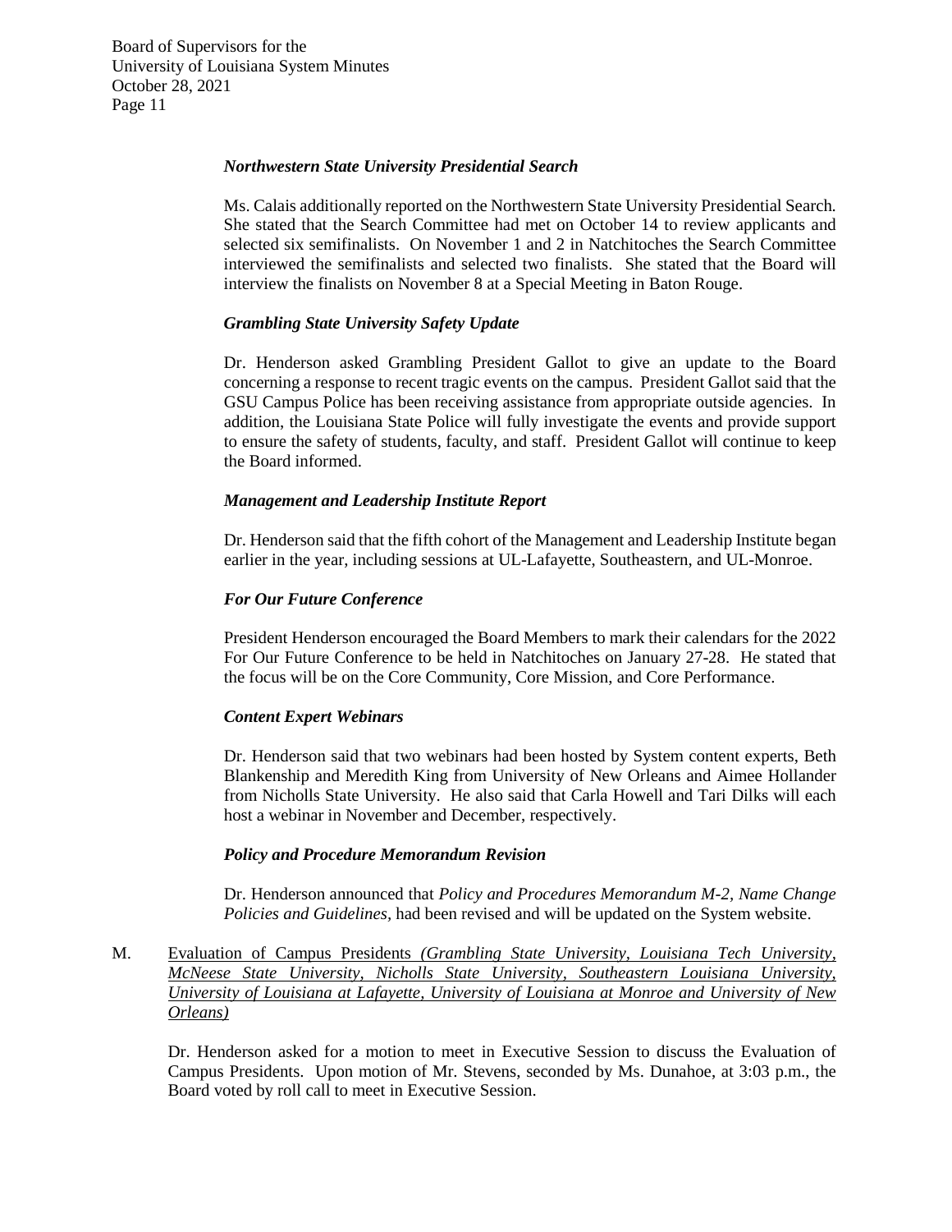***Northwestern State University Presidential Search***

Ms. Calais additionally reported on the Northwestern State University Presidential Search. She stated that the Search Committee had met on October 14 to review applicants and selected six semifinalists. On November 1 and 2 in Natchitoches the Search Committee interviewed the semifinalists and selected two finalists. She stated that the Board will interview the finalists on November 8 at a Special Meeting in Baton Rouge.

***Grambling State University Safety Update***

Dr. Henderson asked Grambling President Gallot to give an update to the Board concerning a response to recent tragic events on the campus. President Gallot said that the GSU Campus Police has been receiving assistance from appropriate outside agencies. In addition, the Louisiana State Police will fully investigate the events and provide support to ensure the safety of students, faculty, and staff. President Gallot will continue to keep the Board informed.

***Management and Leadership Institute Report***

Dr. Henderson said that the fifth cohort of the Management and Leadership Institute began earlier in the year, including sessions at UL-Lafayette, Southeastern, and UL-Monroe.

***For Our Future Conference***

President Henderson encouraged the Board Members to mark their calendars for the 2022 For Our Future Conference to be held in Natchitoches on January 27-28. He stated that the focus will be on the Core Community, Core Mission, and Core Performance.

***Content Expert Webinars***

Dr. Henderson said that two webinars had been hosted by System content experts, Beth Blankenship and Meredith King from University of New Orleans and Aimee Hollander from Nicholls State University. He also said that Carla Howell and Tari Dilks will each host a webinar in November and December, respectively.

***Policy and Procedure Memorandum Revision***

Dr. Henderson announced that *Policy and Procedures Memorandum M-2, Name Change Policies and Guidelines*, had been revised and will be updated on the System website.

M. <u>Evaluation of Campus Presidents *(Grambling State University, Louisiana Tech University, McNeese State University, Nicholls State University, Southeastern Louisiana University, University of Louisiana at Lafayette, University of Louisiana at Monroe and University of New Orleans)*</u>

Dr. Henderson asked for a motion to meet in Executive Session to discuss the Evaluation of Campus Presidents. Upon motion of Mr. Stevens, seconded by Ms. Dunahoe, at 3:03 p.m., the Board voted by roll call to meet in Executive Session.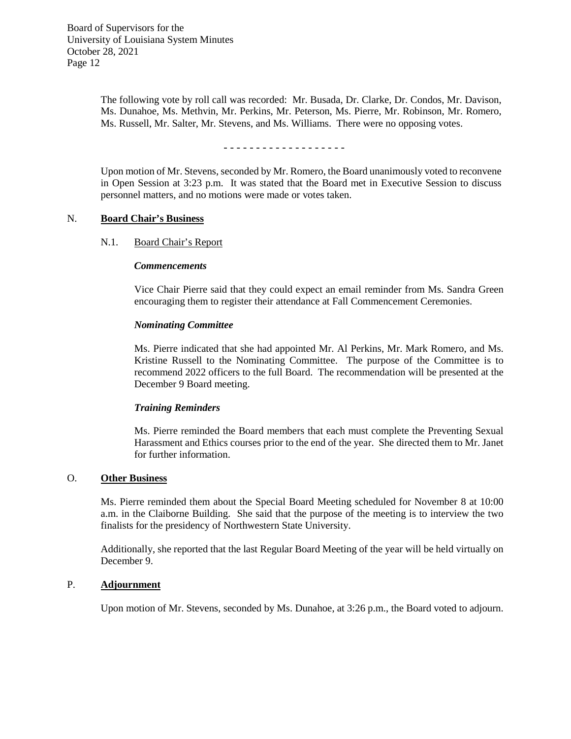The following vote by roll call was recorded: Mr. Busada, Dr. Clarke, Dr. Condos, Mr. Davison, Ms. Dunahoe, Ms. Methvin, Mr. Perkins, Mr. Peterson, Ms. Pierre, Mr. Robinson, Mr. Romero, Ms. Russell, Mr. Salter, Mr. Stevens, and Ms. Williams. There were no opposing votes.

\- - - - - - - - - - - - - - - - - -

Upon motion of Mr. Stevens, seconded by Mr. Romero, the Board unanimously voted to reconvene in Open Session at 3:23 p.m. It was stated that the Board met in Executive Session to discuss personnel matters, and no motions were made or votes taken.

## N. **Board Chair's Business**

### N.1. Board Chair's Report

***Commencements***

Vice Chair Pierre said that they could expect an email reminder from Ms. Sandra Green encouraging them to register their attendance at Fall Commencement Ceremonies.

***Nominating Committee***

Ms. Pierre indicated that she had appointed Mr. Al Perkins, Mr. Mark Romero, and Ms. Kristine Russell to the Nominating Committee. The purpose of the Committee is to recommend 2022 officers to the full Board. The recommendation will be presented at the December 9 Board meeting.

***Training Reminders***

Ms. Pierre reminded the Board members that each must complete the Preventing Sexual Harassment and Ethics courses prior to the end of the year. She directed them to Mr. Janet for further information.

## O. **Other Business**

Ms. Pierre reminded them about the Special Board Meeting scheduled for November 8 at 10:00 a.m. in the Claiborne Building. She said that the purpose of the meeting is to interview the two finalists for the presidency of Northwestern State University.

Additionally, she reported that the last Regular Board Meeting of the year will be held virtually on December 9.

## P. **Adjournment**

Upon motion of Mr. Stevens, seconded by Ms. Dunahoe, at 3:26 p.m., the Board voted to adjourn.